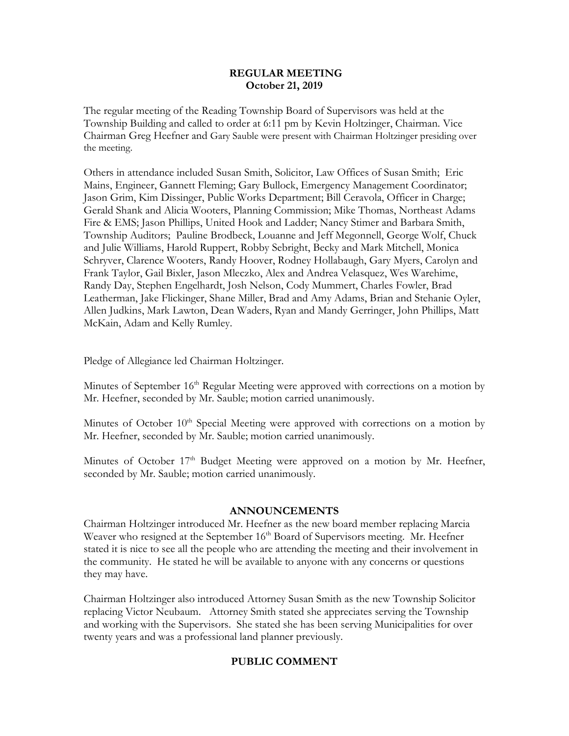**REGULAR MEETING**
**October 21, 2019**

The regular meeting of the Reading Township Board of Supervisors was held at the Township Building and called to order at 6:11 pm by Kevin Holtzinger, Chairman. Vice Chairman Greg Heefner and Gary Sauble were present with Chairman Holtzinger presiding over the meeting.

Others in attendance included Susan Smith, Solicitor, Law Offices of Susan Smith; Eric Mains, Engineer, Gannett Fleming; Gary Bullock, Emergency Management Coordinator; Jason Grim, Kim Dissinger, Public Works Department; Bill Ceravola, Officer in Charge; Gerald Shank and Alicia Wooters, Planning Commission; Mike Thomas, Northeast Adams Fire & EMS; Jason Phillips, United Hook and Ladder; Nancy Stimer and Barbara Smith, Township Auditors; Pauline Brodbeck, Louanne and Jeff Megonnell, George Wolf, Chuck and Julie Williams, Harold Ruppert, Robby Sebright, Becky and Mark Mitchell, Monica Schryver, Clarence Wooters, Randy Hoover, Rodney Hollabaugh, Gary Myers, Carolyn and Frank Taylor, Gail Bixler, Jason Mleczko, Alex and Andrea Velasquez, Wes Warehime, Randy Day, Stephen Engelhardt, Josh Nelson, Cody Mummert, Charles Fowler, Brad Leatherman, Jake Flickinger, Shane Miller, Brad and Amy Adams, Brian and Stehanie Oyler, Allen Judkins, Mark Lawton, Dean Waders, Ryan and Mandy Gerringer, John Phillips, Matt McKain, Adam and Kelly Rumley.

Pledge of Allegiance led Chairman Holtzinger.

Minutes of September 16th Regular Meeting were approved with corrections on a motion by Mr. Heefner, seconded by Mr. Sauble; motion carried unanimously.

Minutes of October 10th Special Meeting were approved with corrections on a motion by Mr. Heefner, seconded by Mr. Sauble; motion carried unanimously.

Minutes of October 17th Budget Meeting were approved on a motion by Mr. Heefner, seconded by Mr. Sauble; motion carried unanimously.

## ANNOUNCEMENTS

Chairman Holtzinger introduced Mr. Heefner as the new board member replacing Marcia Weaver who resigned at the September 16th Board of Supervisors meeting. Mr. Heefner stated it is nice to see all the people who are attending the meeting and their involvement in the community. He stated he will be available to anyone with any concerns or questions they may have.

Chairman Holtzinger also introduced Attorney Susan Smith as the new Township Solicitor replacing Victor Neubaum. Attorney Smith stated she appreciates serving the Township and working with the Supervisors. She stated she has been serving Municipalities for over twenty years and was a professional land planner previously.

## PUBLIC COMMENT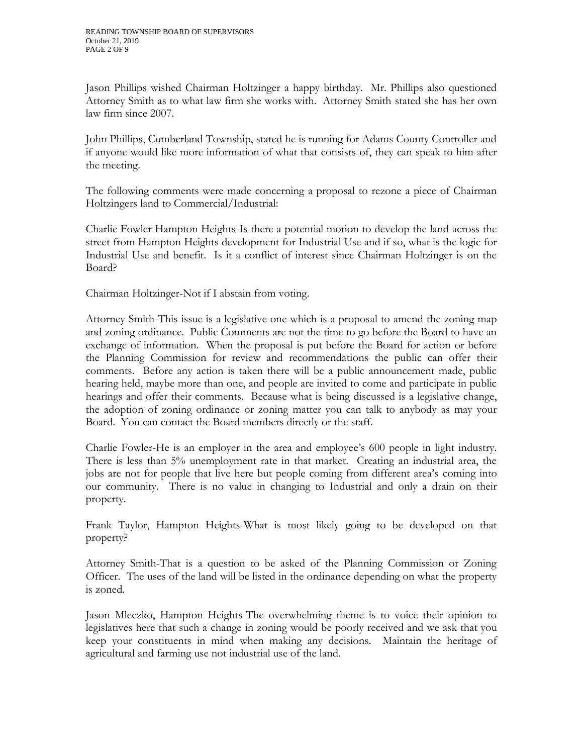Jason Phillips wished Chairman Holtzinger a happy birthday. Mr. Phillips also questioned Attorney Smith as to what law firm she works with. Attorney Smith stated she has her own law firm since 2007.

John Phillips, Cumberland Township, stated he is running for Adams County Controller and if anyone would like more information of what that consists of, they can speak to him after the meeting.

The following comments were made concerning a proposal to rezone a piece of Chairman Holtzingers land to Commercial/Industrial:

Charlie Fowler Hampton Heights-Is there a potential motion to develop the land across the street from Hampton Heights development for Industrial Use and if so, what is the logic for Industrial Use and benefit. Is it a conflict of interest since Chairman Holtzinger is on the Board?

Chairman Holtzinger-Not if I abstain from voting.

Attorney Smith-This issue is a legislative one which is a proposal to amend the zoning map and zoning ordinance. Public Comments are not the time to go before the Board to have an exchange of information. When the proposal is put before the Board for action or before the Planning Commission for review and recommendations the public can offer their comments. Before any action is taken there will be a public announcement made, public hearing held, maybe more than one, and people are invited to come and participate in public hearings and offer their comments. Because what is being discussed is a legislative change, the adoption of zoning ordinance or zoning matter you can talk to anybody as may your Board. You can contact the Board members directly or the staff.

Charlie Fowler-He is an employer in the area and employee's 600 people in light industry. There is less than 5% unemployment rate in that market. Creating an industrial area, the jobs are not for people that live here but people coming from different area's coming into our community. There is no value in changing to Industrial and only a drain on their property.

Frank Taylor, Hampton Heights-What is most likely going to be developed on that property?

Attorney Smith-That is a question to be asked of the Planning Commission or Zoning Officer. The uses of the land will be listed in the ordinance depending on what the property is zoned.

Jason Mleczko, Hampton Heights-The overwhelming theme is to voice their opinion to legislatives here that such a change in zoning would be poorly received and we ask that you keep your constituents in mind when making any decisions. Maintain the heritage of agricultural and farming use not industrial use of the land.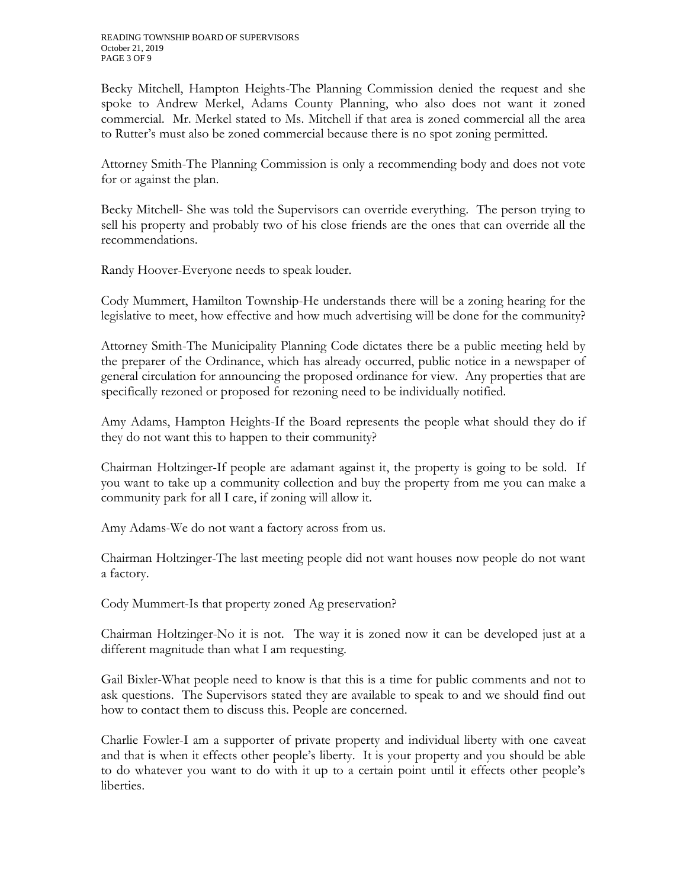Becky Mitchell, Hampton Heights-The Planning Commission denied the request and she spoke to Andrew Merkel, Adams County Planning, who also does not want it zoned commercial. Mr. Merkel stated to Ms. Mitchell if that area is zoned commercial all the area to Rutter's must also be zoned commercial because there is no spot zoning permitted.

Attorney Smith-The Planning Commission is only a recommending body and does not vote for or against the plan.

Becky Mitchell- She was told the Supervisors can override everything. The person trying to sell his property and probably two of his close friends are the ones that can override all the recommendations.

Randy Hoover-Everyone needs to speak louder.

Cody Mummert, Hamilton Township-He understands there will be a zoning hearing for the legislative to meet, how effective and how much advertising will be done for the community?

Attorney Smith-The Municipality Planning Code dictates there be a public meeting held by the preparer of the Ordinance, which has already occurred, public notice in a newspaper of general circulation for announcing the proposed ordinance for view. Any properties that are specifically rezoned or proposed for rezoning need to be individually notified.

Amy Adams, Hampton Heights-If the Board represents the people what should they do if they do not want this to happen to their community?

Chairman Holtzinger-If people are adamant against it, the property is going to be sold. If you want to take up a community collection and buy the property from me you can make a community park for all I care, if zoning will allow it.

Amy Adams-We do not want a factory across from us.

Chairman Holtzinger-The last meeting people did not want houses now people do not want a factory.

Cody Mummert-Is that property zoned Ag preservation?

Chairman Holtzinger-No it is not. The way it is zoned now it can be developed just at a different magnitude than what I am requesting.

Gail Bixler-What people need to know is that this is a time for public comments and not to ask questions. The Supervisors stated they are available to speak to and we should find out how to contact them to discuss this. People are concerned.

Charlie Fowler-I am a supporter of private property and individual liberty with one caveat and that is when it effects other people's liberty. It is your property and you should be able to do whatever you want to do with it up to a certain point until it effects other people's liberties.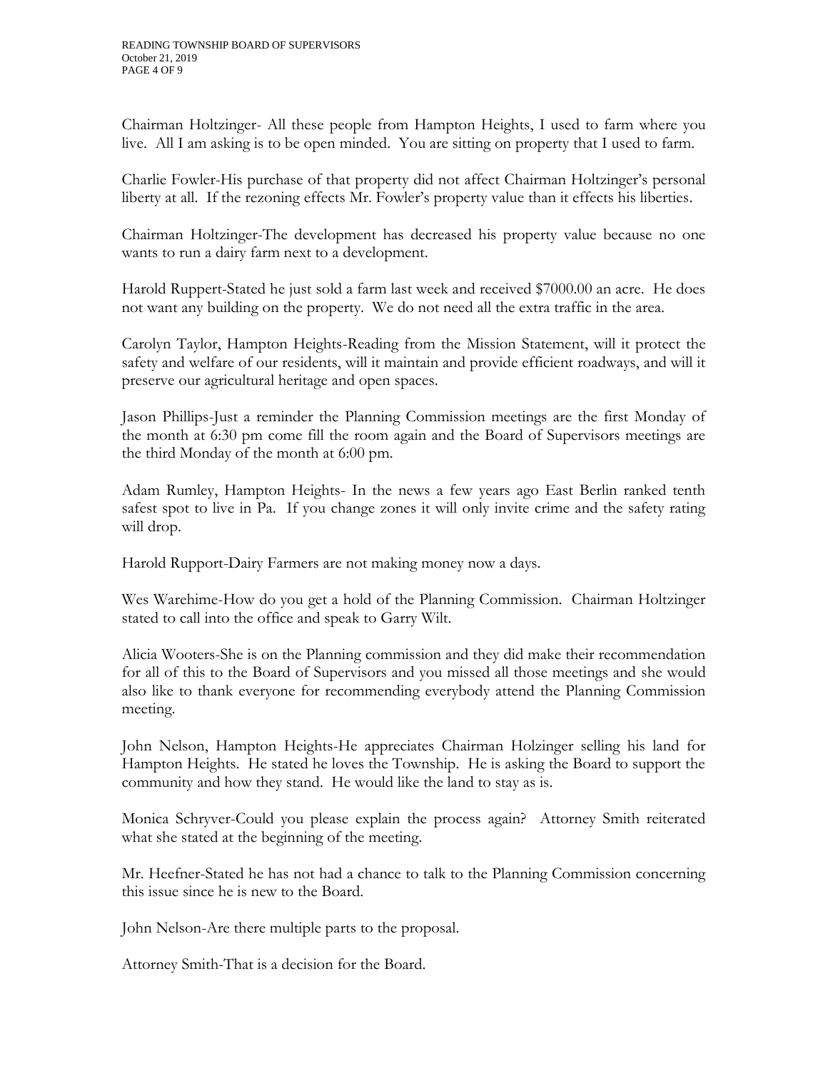Chairman Holtzinger- All these people from Hampton Heights, I used to farm where you live. All I am asking is to be open minded. You are sitting on property that I used to farm.

Charlie Fowler-His purchase of that property did not affect Chairman Holtzinger's personal liberty at all. If the rezoning effects Mr. Fowler's property value than it effects his liberties.

Chairman Holtzinger-The development has decreased his property value because no one wants to run a dairy farm next to a development.

Harold Ruppert-Stated he just sold a farm last week and received $7000.00 an acre. He does not want any building on the property. We do not need all the extra traffic in the area.

Carolyn Taylor, Hampton Heights-Reading from the Mission Statement, will it protect the safety and welfare of our residents, will it maintain and provide efficient roadways, and will it preserve our agricultural heritage and open spaces.

Jason Phillips-Just a reminder the Planning Commission meetings are the first Monday of the month at 6:30 pm come fill the room again and the Board of Supervisors meetings are the third Monday of the month at 6:00 pm.

Adam Rumley, Hampton Heights- In the news a few years ago East Berlin ranked tenth safest spot to live in Pa. If you change zones it will only invite crime and the safety rating will drop.

Harold Rupport-Dairy Farmers are not making money now a days.

Wes Warehime-How do you get a hold of the Planning Commission. Chairman Holtzinger stated to call into the office and speak to Garry Wilt.

Alicia Wooters-She is on the Planning commission and they did make their recommendation for all of this to the Board of Supervisors and you missed all those meetings and she would also like to thank everyone for recommending everybody attend the Planning Commission meeting.

John Nelson, Hampton Heights-He appreciates Chairman Holzinger selling his land for Hampton Heights. He stated he loves the Township. He is asking the Board to support the community and how they stand. He would like the land to stay as is.

Monica Schryver-Could you please explain the process again? Attorney Smith reiterated what she stated at the beginning of the meeting.

Mr. Heefner-Stated he has not had a chance to talk to the Planning Commission concerning this issue since he is new to the Board.

John Nelson-Are there multiple parts to the proposal.

Attorney Smith-That is a decision for the Board.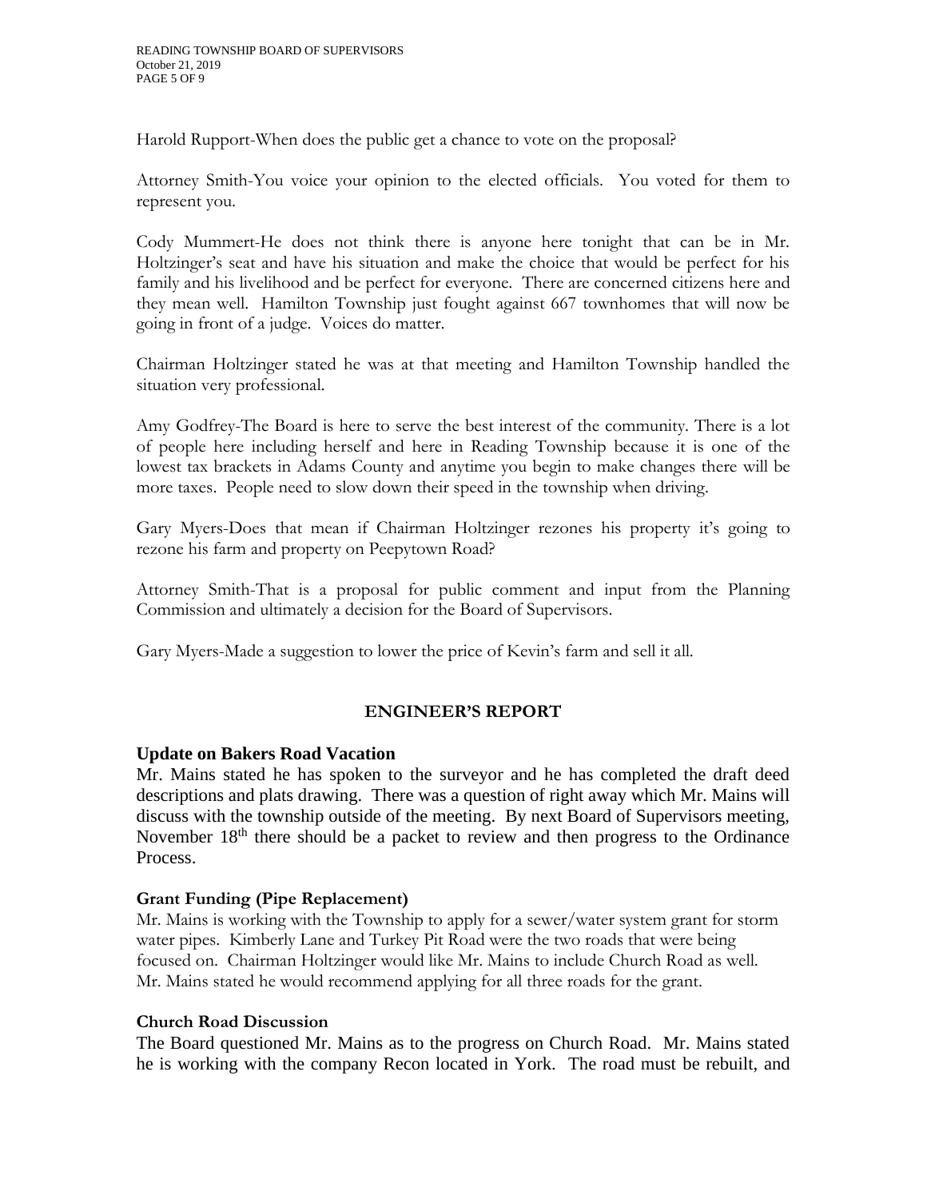Harold Rupport-When does the public get a chance to vote on the proposal?

Attorney Smith-You voice your opinion to the elected officials. You voted for them to represent you.

Cody Mummert-He does not think there is anyone here tonight that can be in Mr. Holtzinger's seat and have his situation and make the choice that would be perfect for his family and his livelihood and be perfect for everyone. There are concerned citizens here and they mean well. Hamilton Township just fought against 667 townhomes that will now be going in front of a judge. Voices do matter.

Chairman Holtzinger stated he was at that meeting and Hamilton Township handled the situation very professional.

Amy Godfrey-The Board is here to serve the best interest of the community. There is a lot of people here including herself and here in Reading Township because it is one of the lowest tax brackets in Adams County and anytime you begin to make changes there will be more taxes. People need to slow down their speed in the township when driving.

Gary Myers-Does that mean if Chairman Holtzinger rezones his property it's going to rezone his farm and property on Peepytown Road?

Attorney Smith-That is a proposal for public comment and input from the Planning Commission and ultimately a decision for the Board of Supervisors.

Gary Myers-Made a suggestion to lower the price of Kevin's farm and sell it all.

## ENGINEER'S REPORT

### Update on Bakers Road Vacation

Mr. Mains stated he has spoken to the surveyor and he has completed the draft deed descriptions and plats drawing. There was a question of right away which Mr. Mains will discuss with the township outside of the meeting. By next Board of Supervisors meeting, November 18th there should be a packet to review and then progress to the Ordinance Process.

### Grant Funding (Pipe Replacement)

Mr. Mains is working with the Township to apply for a sewer/water system grant for storm water pipes. Kimberly Lane and Turkey Pit Road were the two roads that were being focused on. Chairman Holtzinger would like Mr. Mains to include Church Road as well. Mr. Mains stated he would recommend applying for all three roads for the grant.

### Church Road Discussion

The Board questioned Mr. Mains as to the progress on Church Road. Mr. Mains stated he is working with the company Recon located in York. The road must be rebuilt, and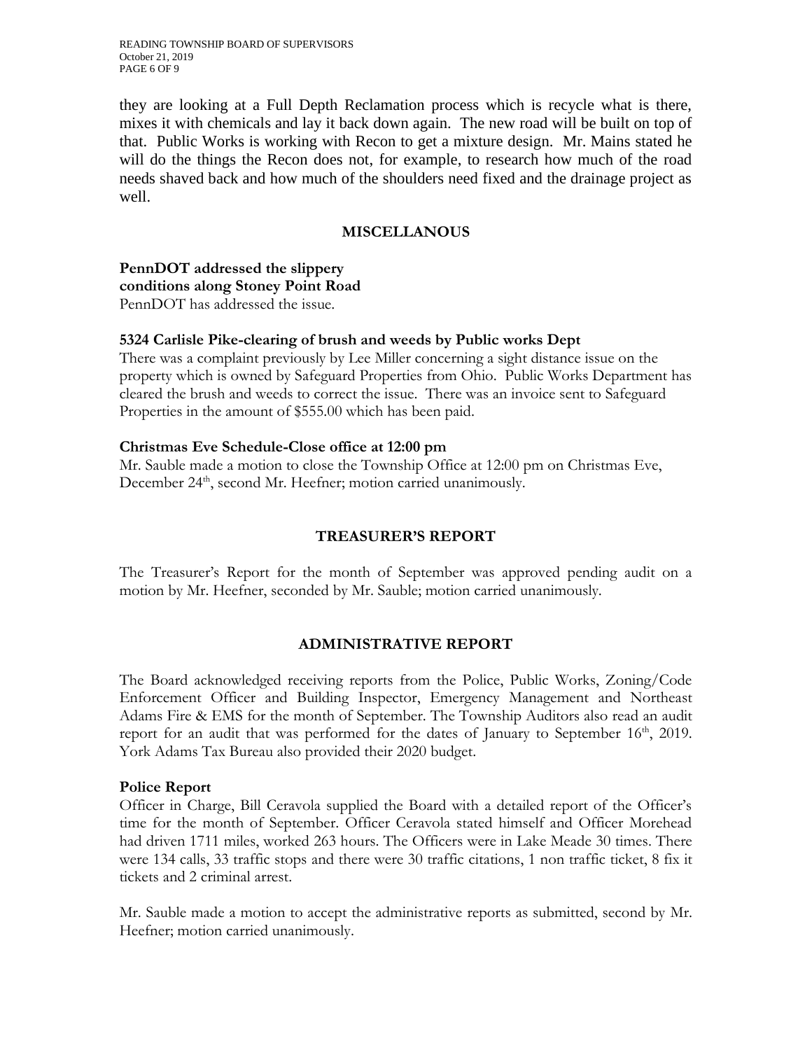they are looking at a Full Depth Reclamation process which is recycle what is there, mixes it with chemicals and lay it back down again. The new road will be built on top of that. Public Works is working with Recon to get a mixture design. Mr. Mains stated he will do the things the Recon does not, for example, to research how much of the road needs shaved back and how much of the shoulders need fixed and the drainage project as well.

## MISCELLANOUS

**PennDOT addressed the slippery conditions along Stoney Point Road**
PennDOT has addressed the issue.

**5324 Carlisle Pike-clearing of brush and weeds by Public works Dept**
There was a complaint previously by Lee Miller concerning a sight distance issue on the property which is owned by Safeguard Properties from Ohio. Public Works Department has cleared the brush and weeds to correct the issue. There was an invoice sent to Safeguard Properties in the amount of $555.00 which has been paid.

**Christmas Eve Schedule-Close office at 12:00 pm**
Mr. Sauble made a motion to close the Township Office at 12:00 pm on Christmas Eve, December 24th, second Mr. Heefner; motion carried unanimously.

## TREASURER'S REPORT

The Treasurer's Report for the month of September was approved pending audit on a motion by Mr. Heefner, seconded by Mr. Sauble; motion carried unanimously.

## ADMINISTRATIVE REPORT

The Board acknowledged receiving reports from the Police, Public Works, Zoning/Code Enforcement Officer and Building Inspector, Emergency Management and Northeast Adams Fire & EMS for the month of September. The Township Auditors also read an audit report for an audit that was performed for the dates of January to September 16th, 2019. York Adams Tax Bureau also provided their 2020 budget.

**Police Report**
Officer in Charge, Bill Ceravola supplied the Board with a detailed report of the Officer's time for the month of September. Officer Ceravola stated himself and Officer Morehead had driven 1711 miles, worked 263 hours. The Officers were in Lake Meade 30 times. There were 134 calls, 33 traffic stops and there were 30 traffic citations, 1 non traffic ticket, 8 fix it tickets and 2 criminal arrest.

Mr. Sauble made a motion to accept the administrative reports as submitted, second by Mr. Heefner; motion carried unanimously.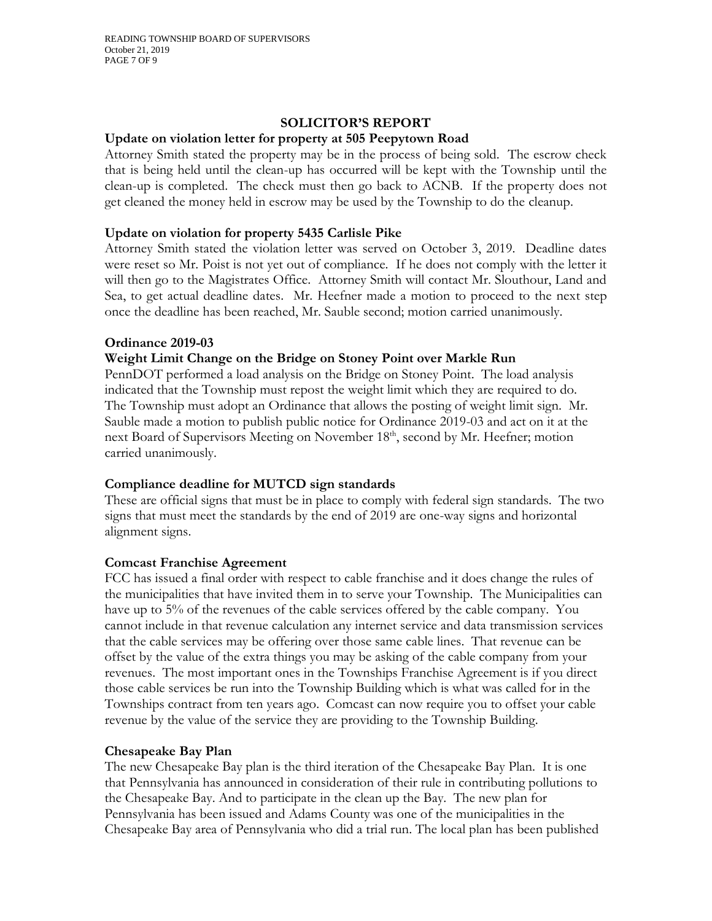## SOLICITOR'S REPORT

### Update on violation letter for property at 505 Peepytown Road

Attorney Smith stated the property may be in the process of being sold. The escrow check that is being held until the clean-up has occurred will be kept with the Township until the clean-up is completed. The check must then go back to ACNB. If the property does not get cleaned the money held in escrow may be used by the Township to do the cleanup.

### Update on violation for property 5435 Carlisle Pike

Attorney Smith stated the violation letter was served on October 3, 2019. Deadline dates were reset so Mr. Poist is not yet out of compliance. If he does not comply with the letter it will then go to the Magistrates Office. Attorney Smith will contact Mr. Slouthour, Land and Sea, to get actual deadline dates. Mr. Heefner made a motion to proceed to the next step once the deadline has been reached, Mr. Sauble second; motion carried unanimously.

### Ordinance 2019-03

### Weight Limit Change on the Bridge on Stoney Point over Markle Run

PennDOT performed a load analysis on the Bridge on Stoney Point. The load analysis indicated that the Township must repost the weight limit which they are required to do. The Township must adopt an Ordinance that allows the posting of weight limit sign. Mr. Sauble made a motion to publish public notice for Ordinance 2019-03 and act on it at the next Board of Supervisors Meeting on November 18th, second by Mr. Heefner; motion carried unanimously.

### Compliance deadline for MUTCD sign standards

These are official signs that must be in place to comply with federal sign standards. The two signs that must meet the standards by the end of 2019 are one-way signs and horizontal alignment signs.

### Comcast Franchise Agreement

FCC has issued a final order with respect to cable franchise and it does change the rules of the municipalities that have invited them in to serve your Township. The Municipalities can have up to 5% of the revenues of the cable services offered by the cable company. You cannot include in that revenue calculation any internet service and data transmission services that the cable services may be offering over those same cable lines. That revenue can be offset by the value of the extra things you may be asking of the cable company from your revenues. The most important ones in the Townships Franchise Agreement is if you direct those cable services be run into the Township Building which is what was called for in the Townships contract from ten years ago. Comcast can now require you to offset your cable revenue by the value of the service they are providing to the Township Building.

### Chesapeake Bay Plan

The new Chesapeake Bay plan is the third iteration of the Chesapeake Bay Plan. It is one that Pennsylvania has announced in consideration of their rule in contributing pollutions to the Chesapeake Bay. And to participate in the clean up the Bay. The new plan for Pennsylvania has been issued and Adams County was one of the municipalities in the Chesapeake Bay area of Pennsylvania who did a trial run. The local plan has been published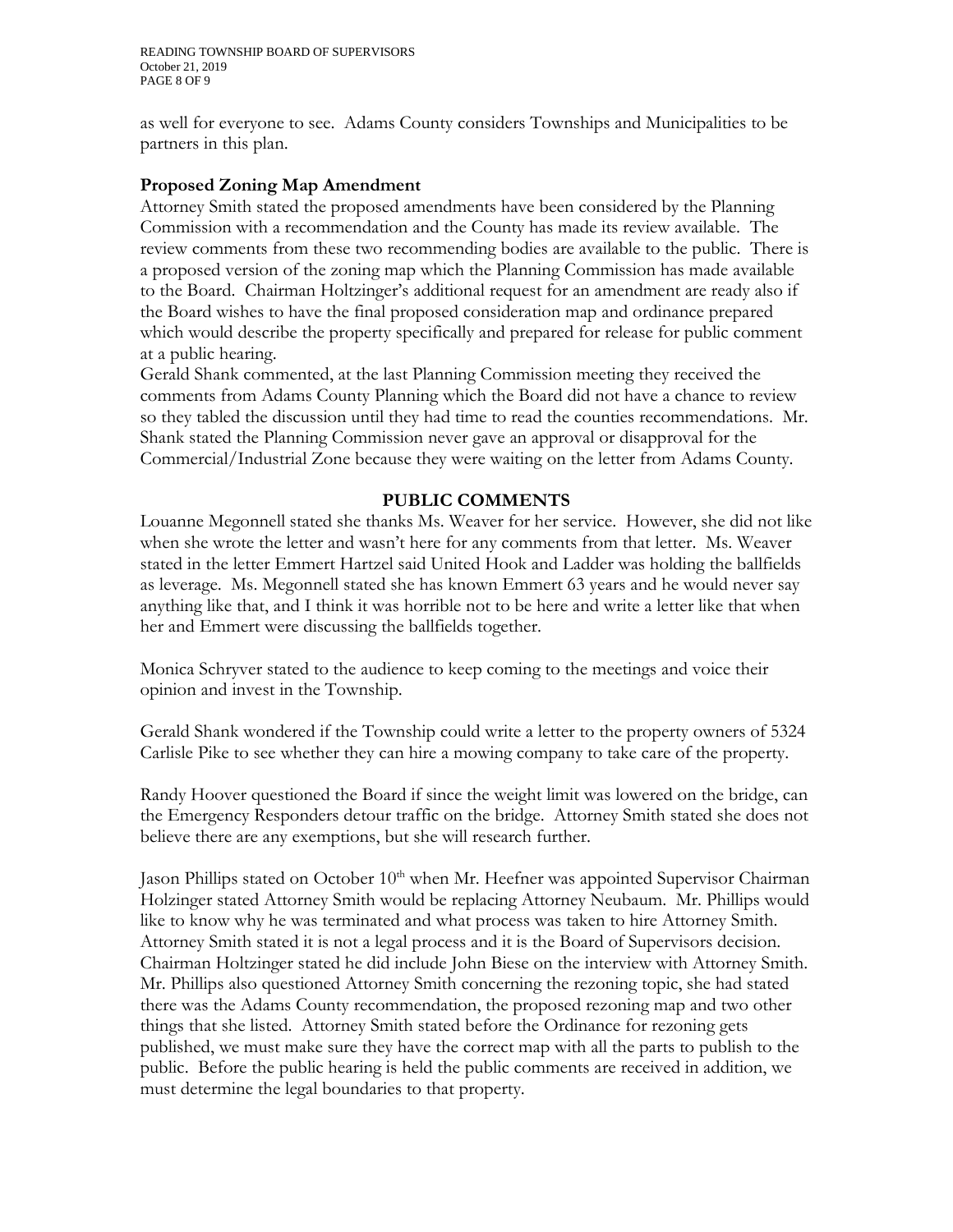as well for everyone to see. Adams County considers Townships and Municipalities to be partners in this plan.

**Proposed Zoning Map Amendment**

Attorney Smith stated the proposed amendments have been considered by the Planning Commission with a recommendation and the County has made its review available. The review comments from these two recommending bodies are available to the public. There is a proposed version of the zoning map which the Planning Commission has made available to the Board. Chairman Holtzinger's additional request for an amendment are ready also if the Board wishes to have the final proposed consideration map and ordinance prepared which would describe the property specifically and prepared for release for public comment at a public hearing.

Gerald Shank commented, at the last Planning Commission meeting they received the comments from Adams County Planning which the Board did not have a chance to review so they tabled the discussion until they had time to read the counties recommendations. Mr. Shank stated the Planning Commission never gave an approval or disapproval for the Commercial/Industrial Zone because they were waiting on the letter from Adams County.

## PUBLIC COMMENTS

Louanne Megonnell stated she thanks Ms. Weaver for her service. However, she did not like when she wrote the letter and wasn't here for any comments from that letter. Ms. Weaver stated in the letter Emmert Hartzel said United Hook and Ladder was holding the ballfields as leverage. Ms. Megonnell stated she has known Emmert 63 years and he would never say anything like that, and I think it was horrible not to be here and write a letter like that when her and Emmert were discussing the ballfields together.

Monica Schryver stated to the audience to keep coming to the meetings and voice their opinion and invest in the Township.

Gerald Shank wondered if the Township could write a letter to the property owners of 5324 Carlisle Pike to see whether they can hire a mowing company to take care of the property.

Randy Hoover questioned the Board if since the weight limit was lowered on the bridge, can the Emergency Responders detour traffic on the bridge. Attorney Smith stated she does not believe there are any exemptions, but she will research further.

Jason Phillips stated on October 10th when Mr. Heefner was appointed Supervisor Chairman Holzinger stated Attorney Smith would be replacing Attorney Neubaum. Mr. Phillips would like to know why he was terminated and what process was taken to hire Attorney Smith. Attorney Smith stated it is not a legal process and it is the Board of Supervisors decision. Chairman Holtzinger stated he did include John Biese on the interview with Attorney Smith. Mr. Phillips also questioned Attorney Smith concerning the rezoning topic, she had stated there was the Adams County recommendation, the proposed rezoning map and two other things that she listed. Attorney Smith stated before the Ordinance for rezoning gets published, we must make sure they have the correct map with all the parts to publish to the public. Before the public hearing is held the public comments are received in addition, we must determine the legal boundaries to that property.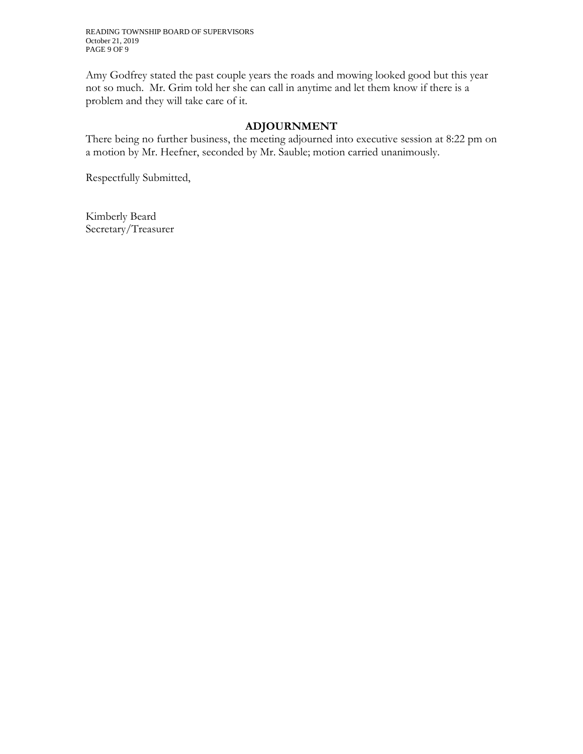Amy Godfrey stated the past couple years the roads and mowing looked good but this year not so much. Mr. Grim told her she can call in anytime and let them know if there is a problem and they will take care of it.

## ADJOURNMENT

There being no further business, the meeting adjourned into executive session at 8:22 pm on a motion by Mr. Heefner, seconded by Mr. Sauble; motion carried unanimously.

Respectfully Submitted,

Kimberly Beard
Secretary/Treasurer